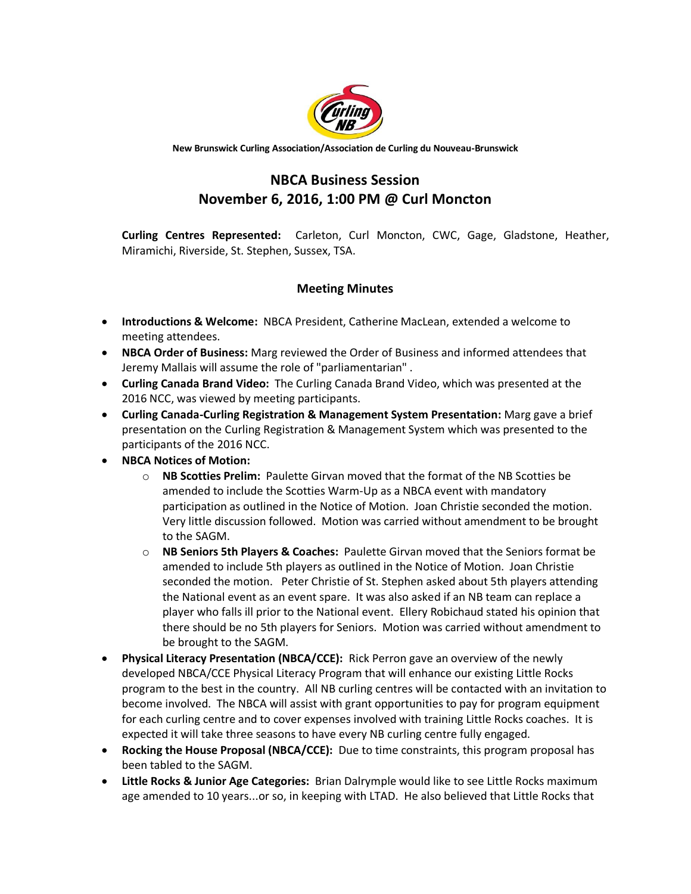New Brunswick Curling Association/Association de Curling du Nouveau-Brunswick

# NBCA Business Session
## November 6, 2016, 1:00 PM @ Curl Moncton

**Curling Centres Represented:** Carleton, Curl Moncton, CWC, Gage, Gladstone, Heather, Miramichi, Riverside, St. Stephen, Sussex, TSA.

### Meeting Minutes

- **Introductions & Welcome:** NBCA President, Catherine MacLean, extended a welcome to meeting attendees.
- **NBCA Order of Business:** Marg reviewed the Order of Business and informed attendees that Jeremy Mallais will assume the role of "parliamentarian" .
- **Curling Canada Brand Video:** The Curling Canada Brand Video, which was presented at the 2016 NCC, was viewed by meeting participants.
- **Curling Canada-Curling Registration & Management System Presentation:** Marg gave a brief presentation on the Curling Registration & Management System which was presented to the participants of the 2016 NCC.
- **NBCA Notices of Motion:**
  - **NB Scotties Prelim:** Paulette Girvan moved that the format of the NB Scotties be amended to include the Scotties Warm-Up as a NBCA event with mandatory participation as outlined in the Notice of Motion. Joan Christie seconded the motion. Very little discussion followed. Motion was carried without amendment to be brought to the SAGM.
  - **NB Seniors 5th Players & Coaches:** Paulette Girvan moved that the Seniors format be amended to include 5th players as outlined in the Notice of Motion. Joan Christie seconded the motion. Peter Christie of St. Stephen asked about 5th players attending the National event as an event spare. It was also asked if an NB team can replace a player who falls ill prior to the National event. Ellery Robichaud stated his opinion that there should be no 5th players for Seniors. Motion was carried without amendment to be brought to the SAGM.
- **Physical Literacy Presentation (NBCA/CCE):** Rick Perron gave an overview of the newly developed NBCA/CCE Physical Literacy Program that will enhance our existing Little Rocks program to the best in the country. All NB curling centres will be contacted with an invitation to become involved. The NBCA will assist with grant opportunities to pay for program equipment for each curling centre and to cover expenses involved with training Little Rocks coaches. It is expected it will take three seasons to have every NB curling centre fully engaged.
- **Rocking the House Proposal (NBCA/CCE):** Due to time constraints, this program proposal has been tabled to the SAGM.
- **Little Rocks & Junior Age Categories:** Brian Dalrymple would like to see Little Rocks maximum age amended to 10 years...or so, in keeping with LTAD. He also believed that Little Rocks that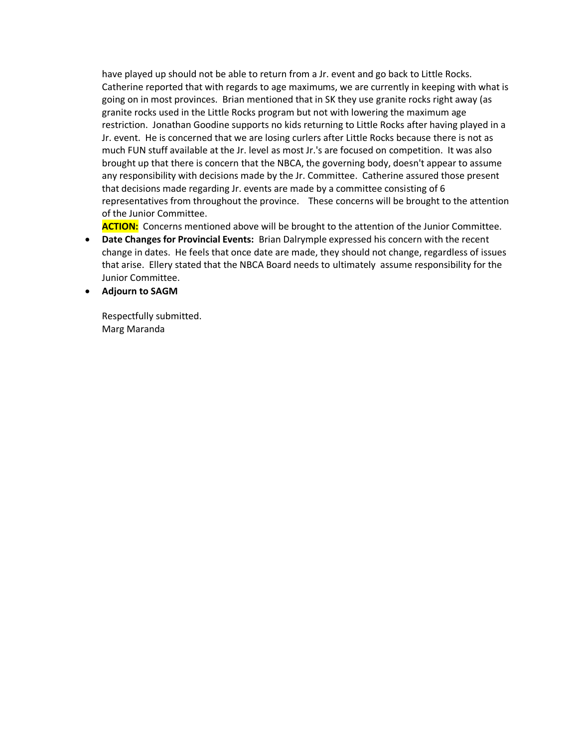have played up should not be able to return from a Jr. event and go back to Little Rocks. Catherine reported that with regards to age maximums, we are currently in keeping with what is going on in most provinces. Brian mentioned that in SK they use granite rocks right away (as granite rocks used in the Little Rocks program but not with lowering the maximum age restriction. Jonathan Goodine supports no kids returning to Little Rocks after having played in a Jr. event. He is concerned that we are losing curlers after Little Rocks because there is not as much FUN stuff available at the Jr. level as most Jr.'s are focused on competition. It was also brought up that there is concern that the NBCA, the governing body, doesn't appear to assume any responsibility with decisions made by the Jr. Committee. Catherine assured those present that decisions made regarding Jr. events are made by a committee consisting of 6 representatives from throughout the province. These concerns will be brought to the attention of the Junior Committee.

**ACTION:** Concerns mentioned above will be brought to the attention of the Junior Committee.

- **Date Changes for Provincial Events:** Brian Dalrymple expressed his concern with the recent change in dates. He feels that once date are made, they should not change, regardless of issues that arise. Ellery stated that the NBCA Board needs to ultimately assume responsibility for the Junior Committee.
- **Adjourn to SAGM**

Respectfully submitted.
Marg Maranda